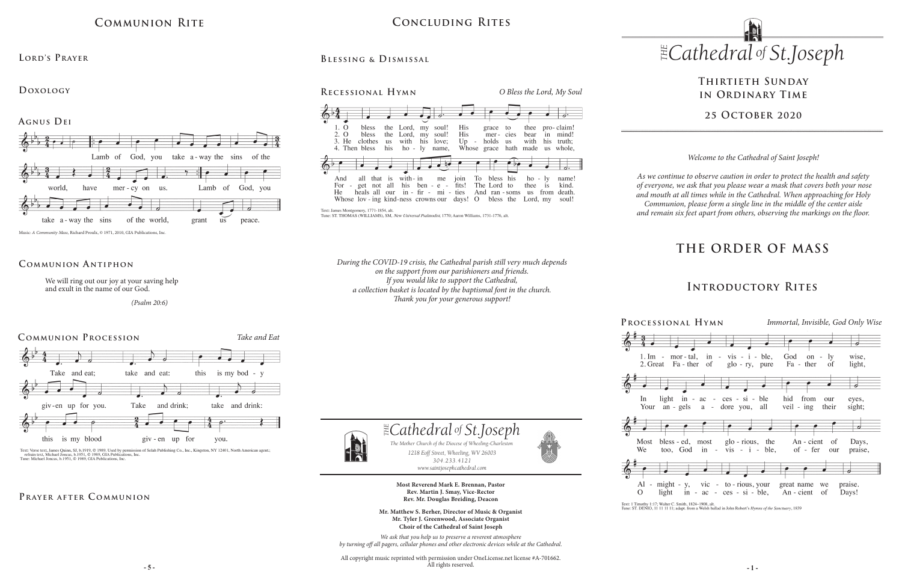## Communion Rite

### Lord's Prayer

### Doxology

### Agnus Dei

Lamb of God, you take a-way the sins of the world, have mer-cy on us. Lamb of God, you take a-way the sins of the world, grant us peace.

Music: *A Community Mass*, Richard Proulx, © 1971, 2010, GIA Publications, Inc.

### Communion Antiphon

We will ring out our joy at your saving help
and exult in the name of our God.

*(Psalm 20:6)*

### Communion Procession

*Take and Eat*

Take and eat; take and eat: this is my bod-y giv-en up for you. Take and drink; take and drink: this is my blood giv-en up for you.

Text: Verse text, James Quinn, SJ, b.1919, © 1989. Used by permission of Selah Publishing Co., Inc., Kingston, NY 12401, North American agent.; refrain text, Michael Joncas, b.1951, © 1989, GIA Publications, Inc.
Tune: Michael Joncas, b.1951, © 1989, GIA Publications, Inc.

### Prayer after Communion

## Concluding Rites

### Blessing & Dismissal

### Recessional Hymn

*O Bless the Lord, My Soul*

1. O bless the Lord, my soul! His grace to thee pro-claim! And all that is with-in me join To bless his ho-ly name!
2. O bless the Lord, my soul! His mer-cies bear in mind! For-get not all his ben-e-fits! The Lord to thee is kind.
3. He clothes us with his love; Up-holds us with his truth; He heals all our in-fir-mi-ties And ran-soms us from death.
4. Then bless his ho-ly name, Whose grace hath made us whole, Whose lov-ing kind-ness crowns our days! O bless the Lord, my soul!

Text: James Montgomery, 1771-1854, alt.
Tune: ST. THOMAS (WILLIAMS), SM, *New Universal Psalmodist*, 1770; Aaron Williams, 1731-1776, alt.

*During the COVID-19 crisis, the Cathedral parish still very much depends on the support from our parishioners and friends. If you would like to support the Cathedral, a collection basket is located by the baptismal font in the church. Thank you for your generous support!*

THE *Cathedral of St.Joseph*

*The Mother Church of the Diocese of Wheeling-Charleston*

*1218 Eoff Street, Wheeling, WV 26003*
*304.233.4121*
*www.saintjosephcathedral.com*

**Most Reverend Mark E. Brennan, Pastor**
**Rev. Martin J. Smay, Vice-Rector**
**Rev. Mr. Douglas Breiding, Deacon**

**Mr. Matthew S. Berher, Director of Music & Organist**
**Mr. Tyler J. Greenwood, Associate Organist**
**Choir of the Cathedral of Saint Joseph**

*We ask that you help us to preserve a reverent atmosphere by turning off all pagers, cellular phones and other electronic devices while at the Cathedral.*

All copyright music reprinted with permission under OneLicense.net license #A-701662. All rights reserved.

# THE *Cathedral of St.Joseph*

## Thirtieth Sunday in Ordinary Time

## 25 October 2020

*Welcome to the Cathedral of Saint Joseph!*

*As we continue to observe caution in order to protect the health and safety of everyone, we ask that you please wear a mask that covers both your nose and mouth at all times while in the Cathedral. When approaching for Holy Communion, please form a single line in the middle of the center aisle and remain six feet apart from others, observing the markings on the floor.*

# THE ORDER OF MASS

## Introductory Rites

### Processional Hymn

*Immortal, Invisible, God Only Wise*

1. Im-mor-tal, in-vis-i-ble, God on-ly wise, In light in-ac-ces-si-ble hid from our eyes, Most bless-ed, most glo-rious, the An-cient of Days, Al-might-y, vic-to-rious, your great name we praise.
2. Great Fa-ther of glo-ry, pure Fa-ther of light, Your an-gels a-dore you, all veil-ing their sight; We too, God in-vis-i-ble, of-fer our praise, O light in-ac-ces-si-ble, An-cient of Days!

Text: 1 Timothy 1:17; Walter C. Smith, 1824–1908, alt.
Tune: ST. DENIO, 11 11 11 11; adapt. from a Welsh ballad in John Robert's *Hymns of the Sanctuary*, 1839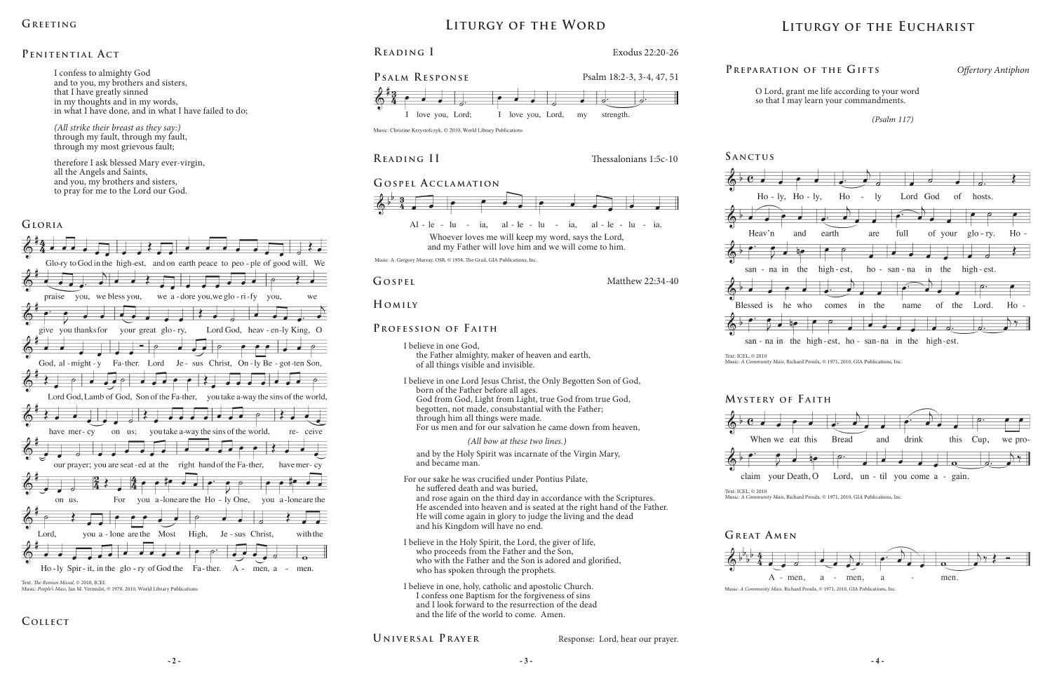## Greeting

## Penitential Act

I confess to almighty God
and to you, my brothers and sisters,
that I have greatly sinned
in my thoughts and in my words,
in what I have done, and in what I have failed to do;

*(All strike their breast as they say:)*
through my fault, through my fault,
through my most grievous fault;

therefore I ask blessed Mary ever-virgin,
all the Angels and Saints,
and you, my brothers and sisters,
to pray for me to the Lord our God.

## Gloria

Glo-ry to God in the high-est, and on earth peace to peo - ple of good will. We praise you, we bless you, we a - dore you, we glo - ri - fy you, we give you thanks for your great glo - ry, Lord God, heav - en - ly King, O God, al - might - y Fa - ther. Lord Je - sus Christ, On - ly Be - got - ten Son, Lord God, Lamb of God, Son of the Fa - ther, you take a - way the sins of the world, have mer - cy on us; you take a - way the sins of the world, re - ceive our prayer; you are seat - ed at the right hand of the Fa - ther, have mer - cy on us. For you a - lone are the Ho - ly One, you a - lone are the Lord, you a - lone are the Most High, Je - sus Christ, with the Ho - ly Spir - it, in the glo - ry of God the Fa - ther. A - men, a - men.

Text: *The Roman Missal*, © 2010, ICEL
Music: *People's Mass*, Jan M. Vermulst, © 1970, 2010, World Library Publications

## Collect

# Liturgy of the Word

## Reading I

Exodus 22:20-26

## Psalm Response

Psalm 18:2-3, 3-4, 47, 51

I love you, Lord; I love you, Lord, my strength.

Music: Christine Krzystofczyk, © 2010, World Library Publications

## Reading II

Thessalonians 1:5c-10

## Gospel Acclamation

Al - le - lu - ia, al - le - lu - ia, al - le - lu - ia.

Whoever loves me will keep my word, says the Lord,
and my Father will love him and we will come to him.

Music: A. Gregory Murray, OSB, © 1958, The Grail, GIA Publications, Inc.

## Gospel

Matthew 22:34-40

## Homily

## Profession of Faith

I believe in one God,
the Father almighty, maker of heaven and earth,
of all things visible and invisible.

I believe in one Lord Jesus Christ, the Only Begotten Son of God,
born of the Father before all ages.
God from God, Light from Light, true God from true God,
begotten, not made, consubstantial with the Father;
through him all things were made.
For us men and for our salvation he came down from heaven,

*(All bow at these two lines.)*

and by the Holy Spirit was incarnate of the Virgin Mary,
and became man.

For our sake he was crucified under Pontius Pilate,
he suffered death and was buried,
and rose again on the third day in accordance with the Scriptures.
He ascended into heaven and is seated at the right hand of the Father.
He will come again in glory to judge the living and the dead
and his Kingdom will have no end.

I believe in the Holy Spirit, the Lord, the giver of life,
who proceeds from the Father and the Son,
who with the Father and the Son is adored and glorified,
who has spoken through the prophets.

I believe in one, holy, catholic and apostolic Church.
I confess one Baptism for the forgiveness of sins
and I look forward to the resurrection of the dead
and the life of the world to come. Amen.

## Universal Prayer

Response: Lord, hear our prayer.

# Liturgy of the Eucharist

## Preparation of the Gifts

*Offertory Antiphon*

O Lord, grant me life according to your word
so that I may learn your commandments.

*(Psalm 117)*

## Sanctus

Ho - ly, Ho - ly, Ho - ly Lord God of hosts. Heav'n and earth are full of your glo - ry. Ho - san - na in the high - est, ho - san - na in the high - est. Blessed is he who comes in the name of the Lord. Ho - san - na in the high - est, ho - san - na in the high - est.

Text: ICEL, © 2010
Music: *A Community Mass*, Richard Proulx, © 1971, 2010, GIA Publications, Inc.

## Mystery of Faith

When we eat this Bread and drink this Cup, we pro - claim your Death, O Lord, un - til you come a - gain.

Text: ICEL, © 2010
Music: *A Community Mass*, Richard Proulx, © 1971, 2010, GIA Publications, Inc.

## Great Amen

A - men, a - men, a - men.

Music: *A Community Mass*, Richard Proulx, © 1971, 2010, GIA Publications, Inc.